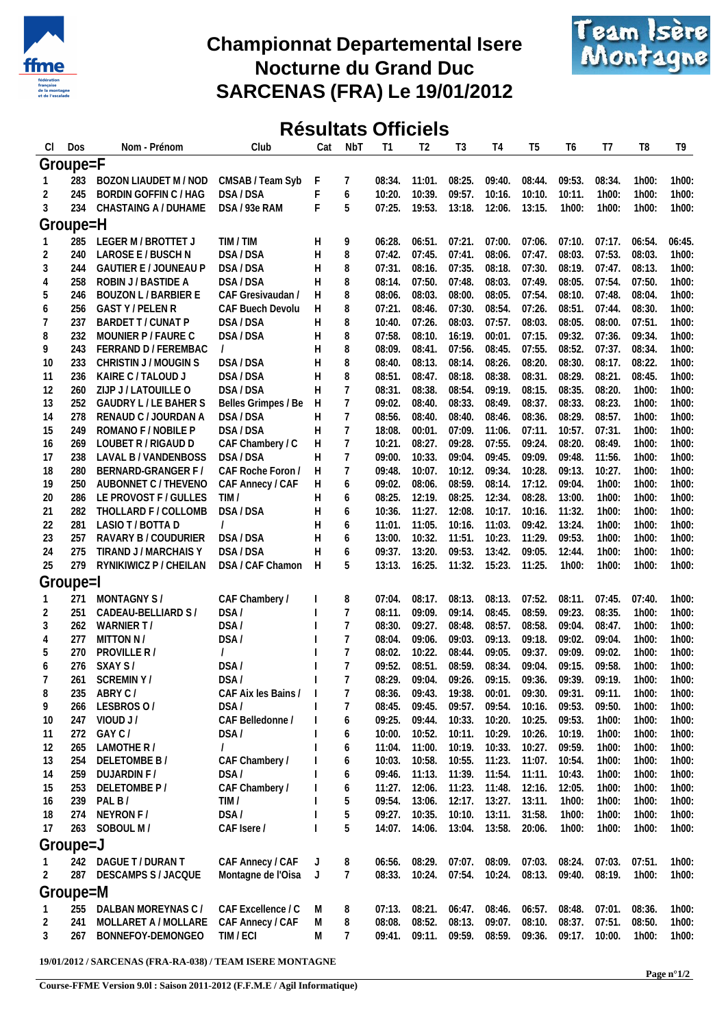# Championnat Departemental Isere
# Nocturne du Grand Duc
# SARCENAS (FRA) Le 19/01/2012

## Résultats Officiels

| Cl | Dos | Nom - Prénom | Club | Cat | NbT | T1 | T2 | T3 | T4 | T5 | T6 | T7 | T8 | T9 |
|---|---|---|---|---|---|---|---|---|---|---|---|---|---|---|
| **Groupe=F** | | | | | | | | | | | | | | |
| 1 | 283 | BOZON LIAUDET M / NOD | CMSAB / Team Syb | F | 7 | 08:34. | 11:01. | 08:25. | 09:40. | 08:44. | 09:53. | 08:34. | 1h00: | 1h00: |
| 2 | 245 | BORDIN GOFFIN C / HAG | DSA / DSA | F | 6 | 10:20. | 10:39. | 09:57. | 10:16. | 10:10. | 10:11. | 1h00: | 1h00: | 1h00: |
| 3 | 234 | CHASTAING A / DUHAME | DSA / 93e RAM | F | 5 | 07:25. | 19:53. | 13:18. | 12:06. | 13:15. | 1h00: | 1h00: | 1h00: | 1h00: |
| **Groupe=H** | | | | | | | | | | | | | | |
| 1 | 285 | LEGER M / BROTTET J | TIM / TIM | H | 9 | 06:28. | 06:51. | 07:21. | 07:00. | 07:06. | 07:10. | 07:17. | 06:54. | 06:45. |
| 2 | 240 | LAROSE E / BUSCH N | DSA / DSA | H | 8 | 07:42. | 07:45. | 07:41. | 08:06. | 07:47. | 08:03. | 07:53. | 08:03. | 1h00: |
| 3 | 244 | GAUTIER E / JOUNEAU P | DSA / DSA | H | 8 | 07:31. | 08:16. | 07:35. | 08:18. | 07:30. | 08:19. | 07:47. | 08:13. | 1h00: |
| 4 | 258 | ROBIN J / BASTIDE A | DSA / DSA | H | 8 | 08:14. | 07:50. | 07:48. | 08:03. | 07:49. | 08:05. | 07:54. | 07:50. | 1h00: |
| 5 | 246 | BOUZON L / BARBIER E | CAF Gresivaudan / | H | 8 | 08:06. | 08:03. | 08:00. | 08:05. | 07:54. | 08:10. | 07:48. | 08:04. | 1h00: |
| 6 | 256 | GAST Y / PELEN R | CAF Beson Devolu | H | 8 | 07:21. | 08:46. | 07:30. | 08:54. | 07:26. | 08:51. | 07:44. | 08:30. | 1h00: |
| 7 | 237 | BARDET T / CUNAT P | DSA / DSA | H | 8 | 10:40. | 07:26. | 08:03. | 07:57. | 08:03. | 08:05. | 08:00. | 07:51. | 1h00: |
| 8 | 232 | MOUNIER P / FAURE C | DSA / DSA | H | 8 | 07:58. | 08:10. | 16:19. | 00:01. | 07:15. | 09:32. | 07:36. | 09:34. | 1h00: |
| 9 | 243 | FERRAND D / FEREMBAC | / | H | 8 | 08:09. | 08:41. | 07:56. | 08:45. | 07:55. | 08:52. | 07:37. | 08:34. | 1h00: |
| 10 | 233 | CHRISTIN J / MOUGIN S | DSA / DSA | H | 8 | 08:40. | 08:13. | 08:14. | 08:26. | 08:20. | 08:30. | 08:17. | 08:22. | 1h00: |
| 11 | 236 | KAIRE C / TALOUD J | DSA / DSA | H | 8 | 08:51. | 08:47. | 08:18. | 08:38. | 08:31. | 08:29. | 08:21. | 08:45. | 1h00: |
| 12 | 260 | ZIJP J / LATOUILLE O | DSA / DSA | H | 7 | 08:31. | 08:38. | 08:54. | 09:19. | 08:15. | 08:35. | 08:20. | 1h00: | 1h00: |
| 13 | 252 | GAUDRY L / LE BAHER S | Belles Grimpes / Be | H | 7 | 09:02. | 08:40. | 08:33. | 08:49. | 08:37. | 08:33. | 08:23. | 1h00: | 1h00: |
| 14 | 278 | RENAUD C / JOURDAN A | DSA / DSA | H | 7 | 08:56. | 08:40. | 08:40. | 08:46. | 08:36. | 08:29. | 08:57. | 1h00: | 1h00: |
| 15 | 249 | ROMANO F / NOBILE P | DSA / DSA | H | 7 | 18:08. | 00:01. | 07:09. | 11:06. | 07:11. | 10:57. | 07:31. | 1h00: | 1h00: |
| 16 | 269 | LOUBET R / RIGAUD D | CAF Chambery / C | H | 7 | 10:21. | 08:27. | 09:28. | 07:55. | 09:24. | 08:20. | 08:49. | 1h00: | 1h00: |
| 17 | 238 | LAVAL B / VANDENBOSS | DSA / DSA | H | 7 | 09:00. | 10:33. | 09:04. | 09:45. | 09:09. | 09:48. | 11:56. | 1h00: | 1h00: |
| 18 | 280 | BERNARD-GRANGER F / | CAF Roche Foron / | H | 7 | 09:48. | 10:07. | 10:12. | 09:34. | 10:28. | 09:13. | 10:27. | 1h00: | 1h00: |
| 19 | 250 | AUBONNET C / THEVENO | CAF Annecy / CAF | H | 6 | 09:02. | 08:06. | 08:59. | 08:14. | 17:12. | 09:04. | 1h00: | 1h00: | 1h00: |
| 20 | 286 | LE PROVOST F / GULLES | TIM / | H | 6 | 08:25. | 12:19. | 08:25. | 12:34. | 08:28. | 13:00. | 1h00: | 1h00: | 1h00: |
| 21 | 282 | THOLLARD F / COLLOMB | DSA / DSA | H | 6 | 10:36. | 11:27. | 12:08. | 10:17. | 10:16. | 11:32. | 1h00: | 1h00: | 1h00: |
| 22 | 281 | LASIO T / BOTTA D | / | H | 6 | 11:01. | 11:05. | 10:16. | 11:03. | 09:42. | 13:24. | 1h00: | 1h00: | 1h00: |
| 23 | 257 | RAVARY B / COUDURIER | DSA / DSA | H | 6 | 13:00. | 10:32. | 11:51. | 10:23. | 11:29. | 09:53. | 1h00: | 1h00: | 1h00: |
| 24 | 275 | TIRAND J / MARCHAIS Y | DSA / DSA | H | 6 | 09:37. | 13:20. | 09:53. | 13:42. | 09:05. | 12:44. | 1h00: | 1h00: | 1h00: |
| 25 | 279 | RYNIKIWICZ P / CHEILAN | DSA / CAF Chamon | H | 5 | 13:13. | 16:25. | 11:32. | 15:23. | 11:25. | 1h00: | 1h00: | 1h00: | 1h00: |
| **Groupe=I** | | | | | | | | | | | | | | |
| 1 | 271 | MONTAGNY S / | CAF Chambery / | I | 8 | 07:04. | 08:17. | 08:13. | 08:13. | 07:52. | 08:11. | 07:45. | 07:40. | 1h00: |
| 2 | 251 | CADEAU-BELLIARD S / | DSA / | I | 7 | 08:11. | 09:09. | 09:14. | 08:45. | 08:59. | 09:23. | 08:35. | 1h00: | 1h00: |
| 3 | 262 | WARNIER T / | DSA / | I | 7 | 08:30. | 09:27. | 08:48. | 08:57. | 08:58. | 09:04. | 08:47. | 1h00: | 1h00: |
| 4 | 277 | MITTON N / | DSA / | I | 7 | 08:04. | 09:06. | 09:03. | 09:13. | 09:18. | 09:02. | 09:04. | 1h00: | 1h00: |
| 5 | 270 | PROVILLE R / | / | I | 7 | 08:02. | 10:22. | 08:44. | 09:05. | 09:37. | 09:09. | 09:02. | 1h00: | 1h00: |
| 6 | 276 | SXAY S / | DSA / | I | 7 | 09:52. | 08:51. | 08:59. | 08:34. | 09:04. | 09:15. | 09:58. | 1h00: | 1h00: |
| 7 | 261 | SCREMIN Y / | DSA / | I | 7 | 08:29. | 09:04. | 09:26. | 09:15. | 09:36. | 09:39. | 09:19. | 1h00: | 1h00: |
| 8 | 235 | ABRY C / | CAF Aix les Bains / | I | 7 | 08:36. | 09:43. | 19:38. | 00:01. | 09:30. | 09:31. | 09:11. | 1h00: | 1h00: |
| 9 | 266 | LESBROS O / | DSA / | I | 7 | 08:45. | 09:45. | 09:57. | 09:54. | 10:16. | 09:53. | 09:50. | 1h00: | 1h00: |
| 10 | 247 | VIOUD J / | CAF Belledonne / | I | 6 | 09:25. | 09:44. | 10:33. | 10:20. | 10:25. | 09:53. | 1h00: | 1h00: | 1h00: |
| 11 | 272 | GAY C / | DSA / | I | 6 | 10:00. | 10:52. | 10:11. | 10:29. | 10:26. | 10:19. | 1h00: | 1h00: | 1h00: |
| 12 | 265 | LAMOTHE R / | / | I | 6 | 11:04. | 11:00. | 10:19. | 10:33. | 10:27. | 09:59. | 1h00: | 1h00: | 1h00: |
| 13 | 254 | DELETOMBE B / | CAF Chambery / | I | 6 | 10:03. | 10:58. | 10:55. | 11:23. | 11:07. | 10:54. | 1h00: | 1h00: | 1h00: |
| 14 | 259 | DUJARDIN F / | DSA / | I | 6 | 09:46. | 11:13. | 11:39. | 11:54. | 11:11. | 10:43. | 1h00: | 1h00: | 1h00: |
| 15 | 253 | DELETOMBE P / | CAF Chambery / | I | 6 | 11:27. | 12:06. | 11:23. | 11:48. | 12:16. | 12:05. | 1h00: | 1h00: | 1h00: |
| 16 | 239 | PAL B / | TIM / | I | 5 | 09:54. | 13:06. | 12:17. | 13:27. | 13:11. | 1h00: | 1h00: | 1h00: | 1h00: |
| 18 | 274 | NEYRON F / | DSA / | I | 5 | 09:27. | 10:35. | 10:10. | 13:11. | 31:58. | 1h00: | 1h00: | 1h00: | 1h00: |
| 17 | 263 | SOBOUL M / | CAF Isere / | I | 5 | 14:07. | 14:06. | 13:04. | 13:58. | 20:06. | 1h00: | 1h00: | 1h00: | 1h00: |
| **Groupe=J** | | | | | | | | | | | | | | |
| 1 | 242 | DAGUE T / DURAN T | CAF Annecy / CAF | J | 8 | 06:56. | 08:29. | 07:07. | 08:09. | 07:03. | 08:24. | 07:03. | 07:51. | 1h00: |
| 2 | 287 | DESCAMPS S / JACQUE | Montagne de l'Oisa | J | 7 | 08:33. | 10:24. | 07:54. | 10:24. | 08:13. | 09:40. | 08:19. | 1h00: | 1h00: |
| **Groupe=M** | | | | | | | | | | | | | | |
| 1 | 255 | DALBAN MOREYNAS C / | CAF Excellence / C | M | 8 | 07:13. | 08:21. | 06:47. | 08:46. | 06:57. | 08:48. | 07:01. | 08:36. | 1h00: |
| 2 | 241 | MOLLARET A / MOLLARE | CAF Annecy / CAF | M | 8 | 08:08. | 08:52. | 08:13. | 09:07. | 08:10. | 08:37. | 07:51. | 08:50. | 1h00: |
| 3 | 267 | BONNEFOY-DEMONGEO | TIM / ECI | M | 7 | 09:41. | 09:11. | 09:59. | 08:59. | 09:36. | 09:17. | 10:00. | 1h00: | 1h00: |

19/01/2012 / SARCENAS (FRA-RA-038) / TEAM ISERE MONTAGNE

Course-FFME Version 9.0l : Saison 2011-2012 (F.F.M.E / Agil Informatique)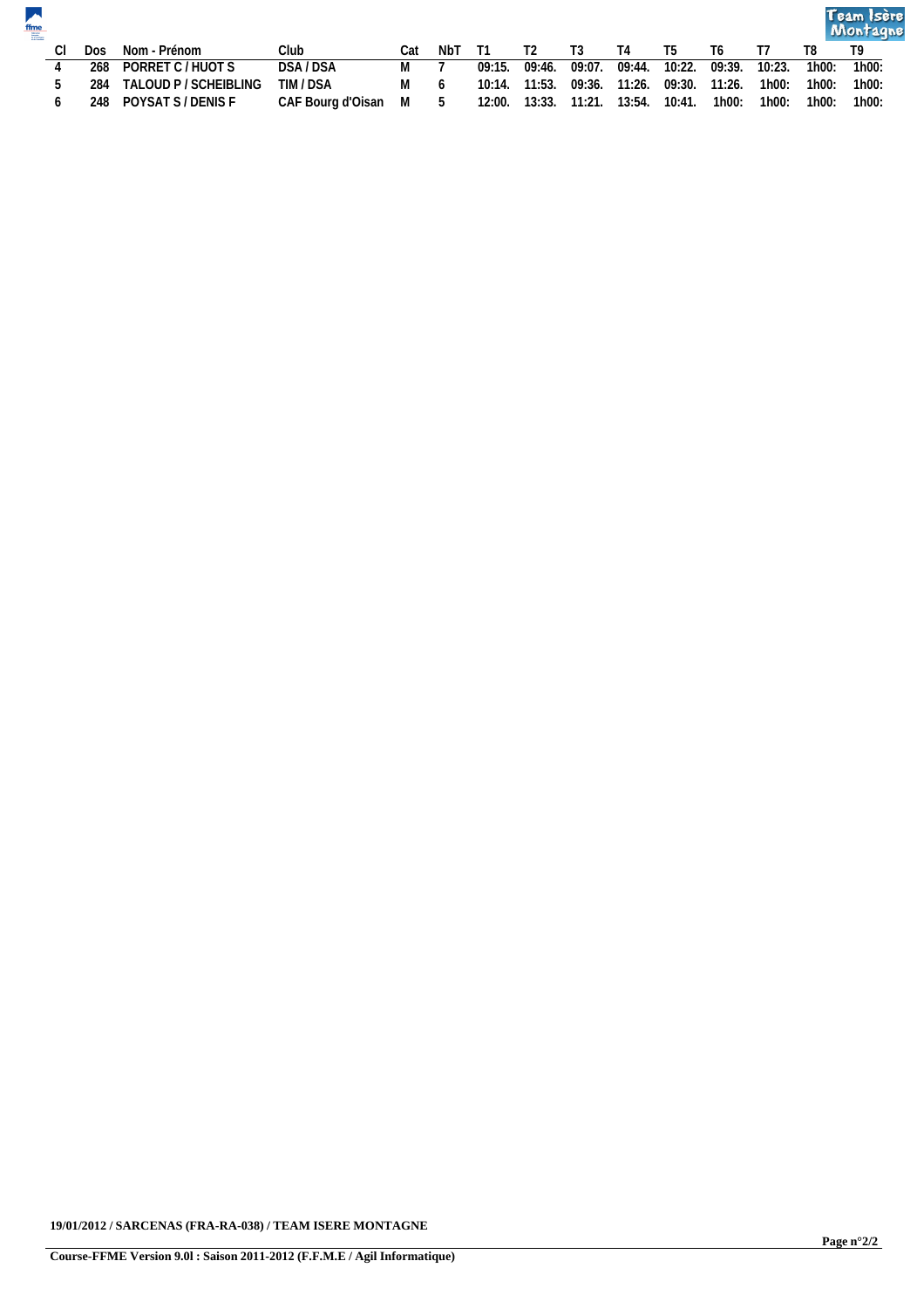| Cl | Dos | Nom - Prénom | Club | Cat | NbT | T1 | T2 | T3 | T4 | T5 | T6 | T7 | T8 | T9 |
|---|---|---|---|---|---|---|---|---|---|---|---|---|---|---|
| 4 | 268 | PORRET C / HUOT S | DSA / DSA | M | 7 | 09:15. | 09:46. | 09:07. | 09:44. | 10:22. | 09:39. | 10:23. | 1h00: | 1h00: |
| 5 | 284 | TALOUD P / SCHEIBLING | TIM / DSA | M | 6 | 10:14. | 11:53. | 09:36. | 11:26. | 09:30. | 11:26. | 1h00: | 1h00: | 1h00: |
| 6 | 248 | POYSAT S / DENIS F | CAF Bourg d'Oisan | M | 5 | 12:00. | 13:33. | 11:21. | 13:54. | 10:41. | 1h00: | 1h00: | 1h00: | 1h00: |

**19/01/2012 / SARCENAS (FRA-RA-038) / TEAM ISERE MONTAGNE**

**Course-FFME Version 9.0l : Saison 2011-2012 (F.F.M.E / Agil Informatique)**